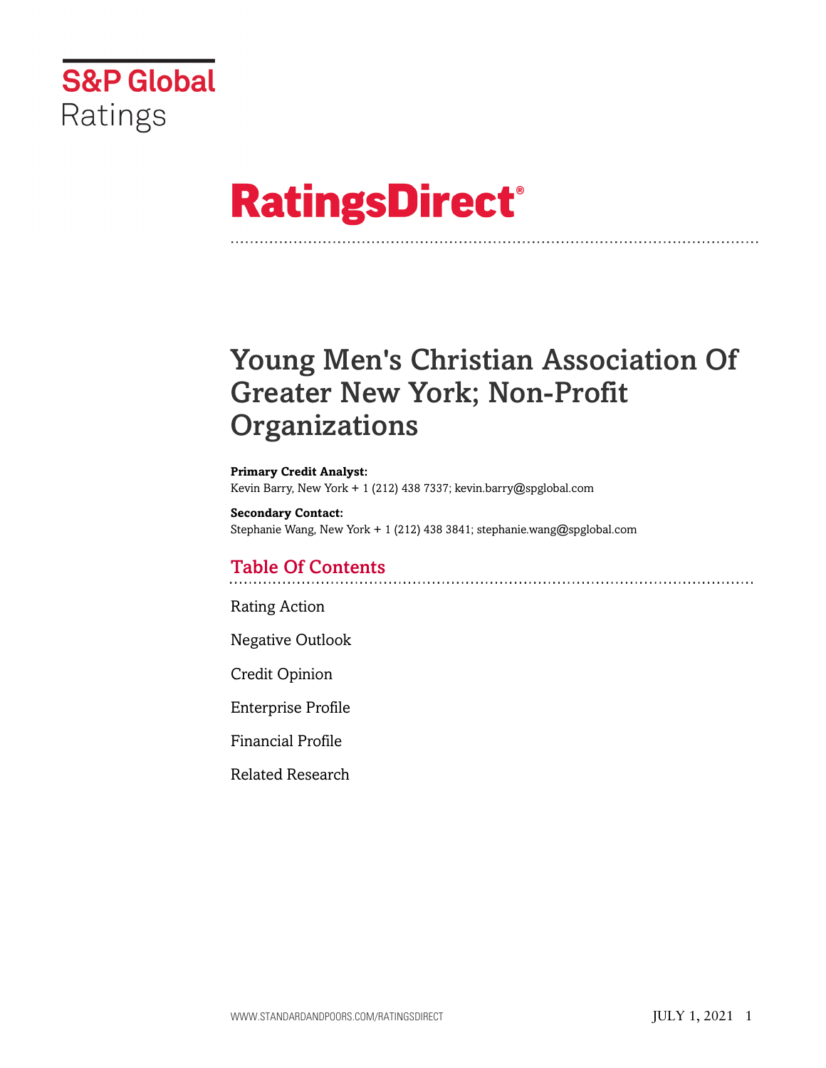S&P Global
Ratings

# RatingsDirect®

## Young Men's Christian Association Of Greater New York; Non-Profit Organizations

**Primary Credit Analyst:**
Kevin Barry, New York + 1 (212) 438 7337; kevin.barry@spglobal.com

**Secondary Contact:**
Stephanie Wang, New York + 1 (212) 438 3841; stephanie.wang@spglobal.com

### Table Of Contents

Rating Action

Negative Outlook

Credit Opinion

Enterprise Profile

Financial Profile

Related Research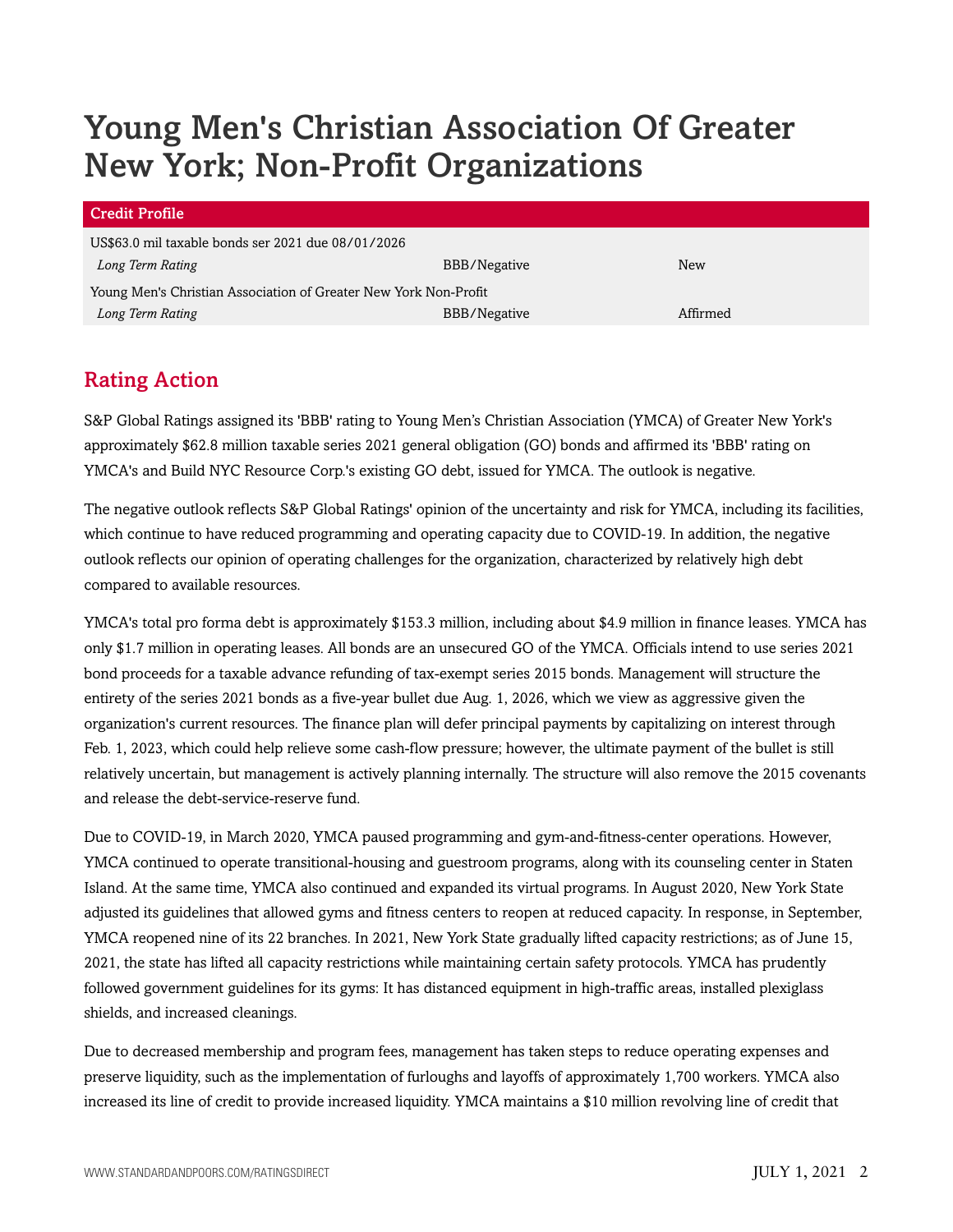# Young Men's Christian Association Of Greater New York; Non-Profit Organizations

| Credit Profile | | |
|---|---|---|
| US$63.0 mil taxable bonds ser 2021 due 08/01/2026 | | |
| *Long Term Rating* | BBB/Negative | New |
| Young Men's Christian Association of Greater New York Non-Profit | | |
| *Long Term Rating* | BBB/Negative | Affirmed |

## Rating Action

S&P Global Ratings assigned its 'BBB' rating to Young Men's Christian Association (YMCA) of Greater New York's approximately $62.8 million taxable series 2021 general obligation (GO) bonds and affirmed its 'BBB' rating on YMCA's and Build NYC Resource Corp.'s existing GO debt, issued for YMCA. The outlook is negative.

The negative outlook reflects S&P Global Ratings' opinion of the uncertainty and risk for YMCA, including its facilities, which continue to have reduced programming and operating capacity due to COVID-19. In addition, the negative outlook reflects our opinion of operating challenges for the organization, characterized by relatively high debt compared to available resources.

YMCA's total pro forma debt is approximately $153.3 million, including about $4.9 million in finance leases. YMCA has only $1.7 million in operating leases. All bonds are an unsecured GO of the YMCA. Officials intend to use series 2021 bond proceeds for a taxable advance refunding of tax-exempt series 2015 bonds. Management will structure the entirety of the series 2021 bonds as a five-year bullet due Aug. 1, 2026, which we view as aggressive given the organization's current resources. The finance plan will defer principal payments by capitalizing on interest through Feb. 1, 2023, which could help relieve some cash-flow pressure; however, the ultimate payment of the bullet is still relatively uncertain, but management is actively planning internally. The structure will also remove the 2015 covenants and release the debt-service-reserve fund.

Due to COVID-19, in March 2020, YMCA paused programming and gym-and-fitness-center operations. However, YMCA continued to operate transitional-housing and guestroom programs, along with its counseling center in Staten Island. At the same time, YMCA also continued and expanded its virtual programs. In August 2020, New York State adjusted its guidelines that allowed gyms and fitness centers to reopen at reduced capacity. In response, in September, YMCA reopened nine of its 22 branches. In 2021, New York State gradually lifted capacity restrictions; as of June 15, 2021, the state has lifted all capacity restrictions while maintaining certain safety protocols. YMCA has prudently followed government guidelines for its gyms: It has distanced equipment in high-traffic areas, installed plexiglass shields, and increased cleanings.

Due to decreased membership and program fees, management has taken steps to reduce operating expenses and preserve liquidity, such as the implementation of furloughs and layoffs of approximately 1,700 workers. YMCA also increased its line of credit to provide increased liquidity. YMCA maintains a $10 million revolving line of credit that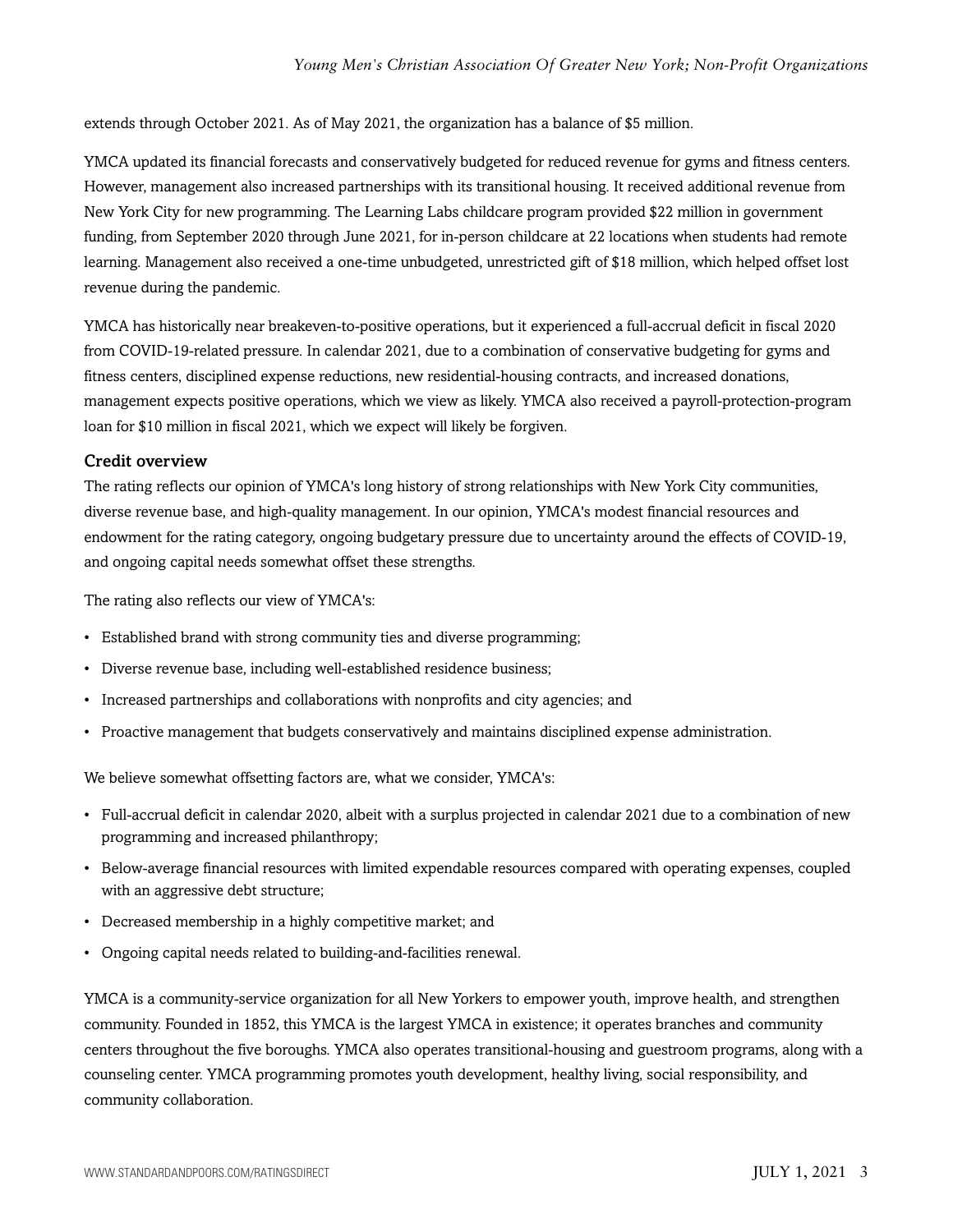extends through October 2021. As of May 2021, the organization has a balance of $5 million.

YMCA updated its financial forecasts and conservatively budgeted for reduced revenue for gyms and fitness centers. However, management also increased partnerships with its transitional housing. It received additional revenue from New York City for new programming. The Learning Labs childcare program provided $22 million in government funding, from September 2020 through June 2021, for in-person childcare at 22 locations when students had remote learning. Management also received a one-time unbudgeted, unrestricted gift of $18 million, which helped offset lost revenue during the pandemic.

YMCA has historically near breakeven-to-positive operations, but it experienced a full-accrual deficit in fiscal 2020 from COVID-19-related pressure. In calendar 2021, due to a combination of conservative budgeting for gyms and fitness centers, disciplined expense reductions, new residential-housing contracts, and increased donations, management expects positive operations, which we view as likely. YMCA also received a payroll-protection-program loan for $10 million in fiscal 2021, which we expect will likely be forgiven.

### Credit overview

The rating reflects our opinion of YMCA's long history of strong relationships with New York City communities, diverse revenue base, and high-quality management. In our opinion, YMCA's modest financial resources and endowment for the rating category, ongoing budgetary pressure due to uncertainty around the effects of COVID-19, and ongoing capital needs somewhat offset these strengths.

The rating also reflects our view of YMCA's:

- Established brand with strong community ties and diverse programming;
- Diverse revenue base, including well-established residence business;
- Increased partnerships and collaborations with nonprofits and city agencies; and
- Proactive management that budgets conservatively and maintains disciplined expense administration.

We believe somewhat offsetting factors are, what we consider, YMCA's:

- Full-accrual deficit in calendar 2020, albeit with a surplus projected in calendar 2021 due to a combination of new programming and increased philanthropy;
- Below-average financial resources with limited expendable resources compared with operating expenses, coupled with an aggressive debt structure;
- Decreased membership in a highly competitive market; and
- Ongoing capital needs related to building-and-facilities renewal.

YMCA is a community-service organization for all New Yorkers to empower youth, improve health, and strengthen community. Founded in 1852, this YMCA is the largest YMCA in existence; it operates branches and community centers throughout the five boroughs. YMCA also operates transitional-housing and guestroom programs, along with a counseling center. YMCA programming promotes youth development, healthy living, social responsibility, and community collaboration.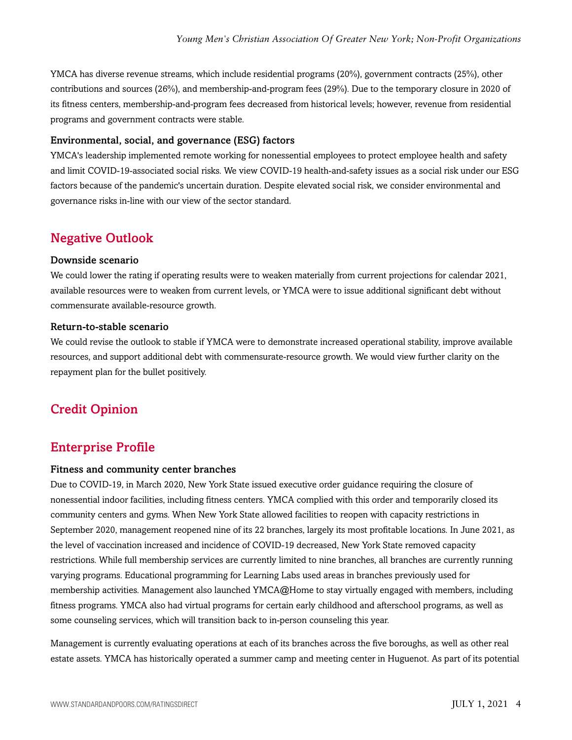YMCA has diverse revenue streams, which include residential programs (20%), government contracts (25%), other contributions and sources (26%), and membership-and-program fees (29%). Due to the temporary closure in 2020 of its fitness centers, membership-and-program fees decreased from historical levels; however, revenue from residential programs and government contracts were stable.

### Environmental, social, and governance (ESG) factors

YMCA's leadership implemented remote working for nonessential employees to protect employee health and safety and limit COVID-19-associated social risks. We view COVID-19 health-and-safety issues as a social risk under our ESG factors because of the pandemic's uncertain duration. Despite elevated social risk, we consider environmental and governance risks in-line with our view of the sector standard.

## Negative Outlook

### Downside scenario

We could lower the rating if operating results were to weaken materially from current projections for calendar 2021, available resources were to weaken from current levels, or YMCA were to issue additional significant debt without commensurate available-resource growth.

### Return-to-stable scenario

We could revise the outlook to stable if YMCA were to demonstrate increased operational stability, improve available resources, and support additional debt with commensurate-resource growth. We would view further clarity on the repayment plan for the bullet positively.

## Credit Opinion

## Enterprise Profile

### Fitness and community center branches

Due to COVID-19, in March 2020, New York State issued executive order guidance requiring the closure of nonessential indoor facilities, including fitness centers. YMCA complied with this order and temporarily closed its community centers and gyms. When New York State allowed facilities to reopen with capacity restrictions in September 2020, management reopened nine of its 22 branches, largely its most profitable locations. In June 2021, as the level of vaccination increased and incidence of COVID-19 decreased, New York State removed capacity restrictions. While full membership services are currently limited to nine branches, all branches are currently running varying programs. Educational programming for Learning Labs used areas in branches previously used for membership activities. Management also launched YMCA@Home to stay virtually engaged with members, including fitness programs. YMCA also had virtual programs for certain early childhood and afterschool programs, as well as some counseling services, which will transition back to in-person counseling this year.

Management is currently evaluating operations at each of its branches across the five boroughs, as well as other real estate assets. YMCA has historically operated a summer camp and meeting center in Huguenot. As part of its potential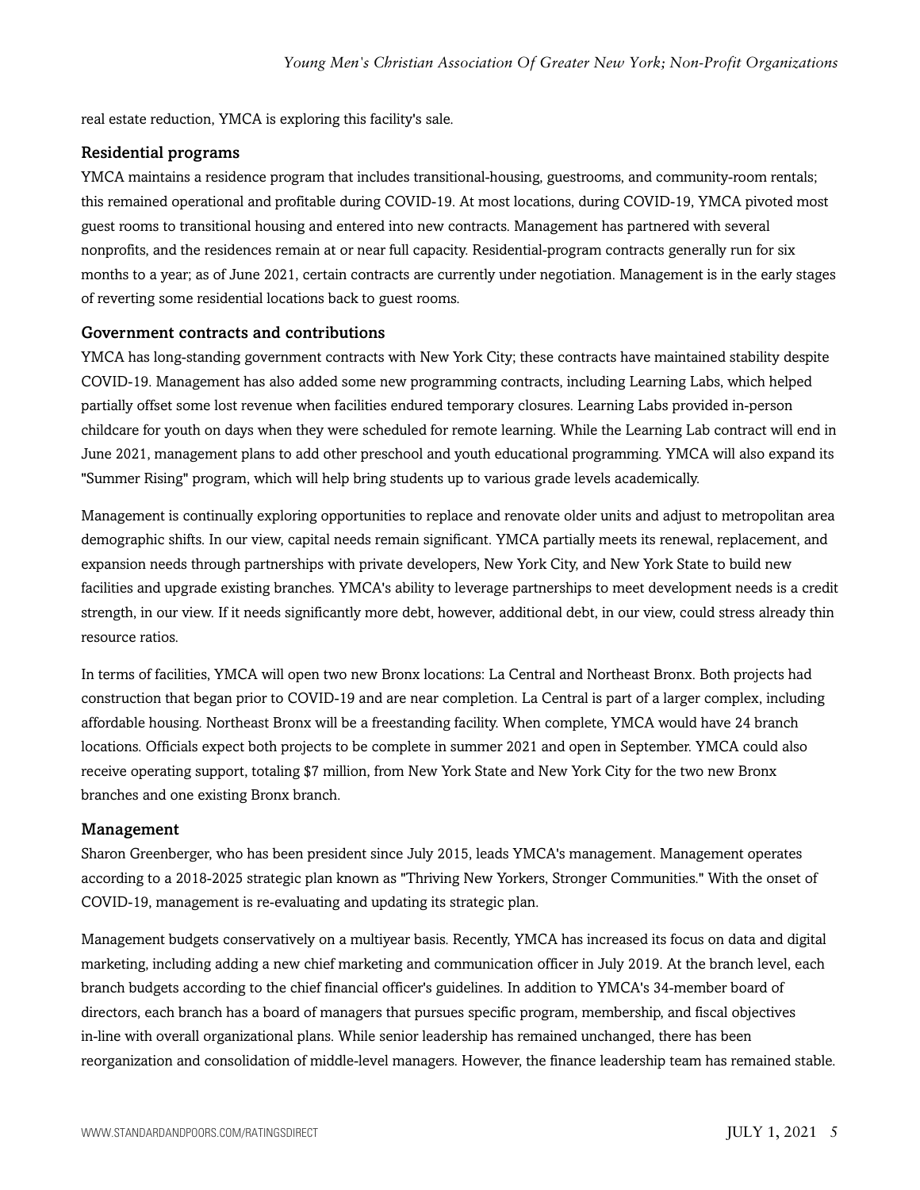real estate reduction, YMCA is exploring this facility's sale.

### Residential programs

YMCA maintains a residence program that includes transitional-housing, guestrooms, and community-room rentals; this remained operational and profitable during COVID-19. At most locations, during COVID-19, YMCA pivoted most guest rooms to transitional housing and entered into new contracts. Management has partnered with several nonprofits, and the residences remain at or near full capacity. Residential-program contracts generally run for six months to a year; as of June 2021, certain contracts are currently under negotiation. Management is in the early stages of reverting some residential locations back to guest rooms.

### Government contracts and contributions

YMCA has long-standing government contracts with New York City; these contracts have maintained stability despite COVID-19. Management has also added some new programming contracts, including Learning Labs, which helped partially offset some lost revenue when facilities endured temporary closures. Learning Labs provided in-person childcare for youth on days when they were scheduled for remote learning. While the Learning Lab contract will end in June 2021, management plans to add other preschool and youth educational programming. YMCA will also expand its "Summer Rising" program, which will help bring students up to various grade levels academically.

Management is continually exploring opportunities to replace and renovate older units and adjust to metropolitan area demographic shifts. In our view, capital needs remain significant. YMCA partially meets its renewal, replacement, and expansion needs through partnerships with private developers, New York City, and New York State to build new facilities and upgrade existing branches. YMCA's ability to leverage partnerships to meet development needs is a credit strength, in our view. If it needs significantly more debt, however, additional debt, in our view, could stress already thin resource ratios.

In terms of facilities, YMCA will open two new Bronx locations: La Central and Northeast Bronx. Both projects had construction that began prior to COVID-19 and are near completion. La Central is part of a larger complex, including affordable housing. Northeast Bronx will be a freestanding facility. When complete, YMCA would have 24 branch locations. Officials expect both projects to be complete in summer 2021 and open in September. YMCA could also receive operating support, totaling $7 million, from New York State and New York City for the two new Bronx branches and one existing Bronx branch.

### Management

Sharon Greenberger, who has been president since July 2015, leads YMCA's management. Management operates according to a 2018-2025 strategic plan known as "Thriving New Yorkers, Stronger Communities." With the onset of COVID-19, management is re-evaluating and updating its strategic plan.

Management budgets conservatively on a multiyear basis. Recently, YMCA has increased its focus on data and digital marketing, including adding a new chief marketing and communication officer in July 2019. At the branch level, each branch budgets according to the chief financial officer's guidelines. In addition to YMCA's 34-member board of directors, each branch has a board of managers that pursues specific program, membership, and fiscal objectives in-line with overall organizational plans. While senior leadership has remained unchanged, there has been reorganization and consolidation of middle-level managers. However, the finance leadership team has remained stable.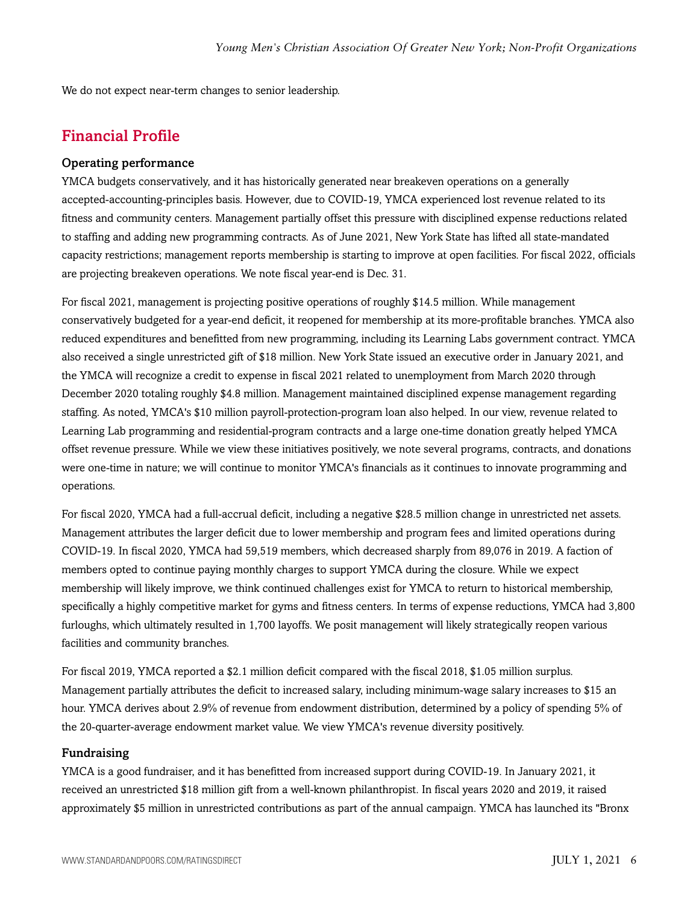We do not expect near-term changes to senior leadership.

## Financial Profile

### Operating performance

YMCA budgets conservatively, and it has historically generated near breakeven operations on a generally accepted-accounting-principles basis. However, due to COVID-19, YMCA experienced lost revenue related to its fitness and community centers. Management partially offset this pressure with disciplined expense reductions related to staffing and adding new programming contracts. As of June 2021, New York State has lifted all state-mandated capacity restrictions; management reports membership is starting to improve at open facilities. For fiscal 2022, officials are projecting breakeven operations. We note fiscal year-end is Dec. 31.

For fiscal 2021, management is projecting positive operations of roughly $14.5 million. While management conservatively budgeted for a year-end deficit, it reopened for membership at its more-profitable branches. YMCA also reduced expenditures and benefitted from new programming, including its Learning Labs government contract. YMCA also received a single unrestricted gift of $18 million. New York State issued an executive order in January 2021, and the YMCA will recognize a credit to expense in fiscal 2021 related to unemployment from March 2020 through December 2020 totaling roughly $4.8 million. Management maintained disciplined expense management regarding staffing. As noted, YMCA's $10 million payroll-protection-program loan also helped. In our view, revenue related to Learning Lab programming and residential-program contracts and a large one-time donation greatly helped YMCA offset revenue pressure. While we view these initiatives positively, we note several programs, contracts, and donations were one-time in nature; we will continue to monitor YMCA's financials as it continues to innovate programming and operations.

For fiscal 2020, YMCA had a full-accrual deficit, including a negative $28.5 million change in unrestricted net assets. Management attributes the larger deficit due to lower membership and program fees and limited operations during COVID-19. In fiscal 2020, YMCA had 59,519 members, which decreased sharply from 89,076 in 2019. A faction of members opted to continue paying monthly charges to support YMCA during the closure. While we expect membership will likely improve, we think continued challenges exist for YMCA to return to historical membership, specifically a highly competitive market for gyms and fitness centers. In terms of expense reductions, YMCA had 3,800 furloughs, which ultimately resulted in 1,700 layoffs. We posit management will likely strategically reopen various facilities and community branches.

For fiscal 2019, YMCA reported a $2.1 million deficit compared with the fiscal 2018, $1.05 million surplus. Management partially attributes the deficit to increased salary, including minimum-wage salary increases to $15 an hour. YMCA derives about 2.9% of revenue from endowment distribution, determined by a policy of spending 5% of the 20-quarter-average endowment market value. We view YMCA's revenue diversity positively.

### Fundraising

YMCA is a good fundraiser, and it has benefitted from increased support during COVID-19. In January 2021, it received an unrestricted $18 million gift from a well-known philanthropist. In fiscal years 2020 and 2019, it raised approximately $5 million in unrestricted contributions as part of the annual campaign. YMCA has launched its "Bronx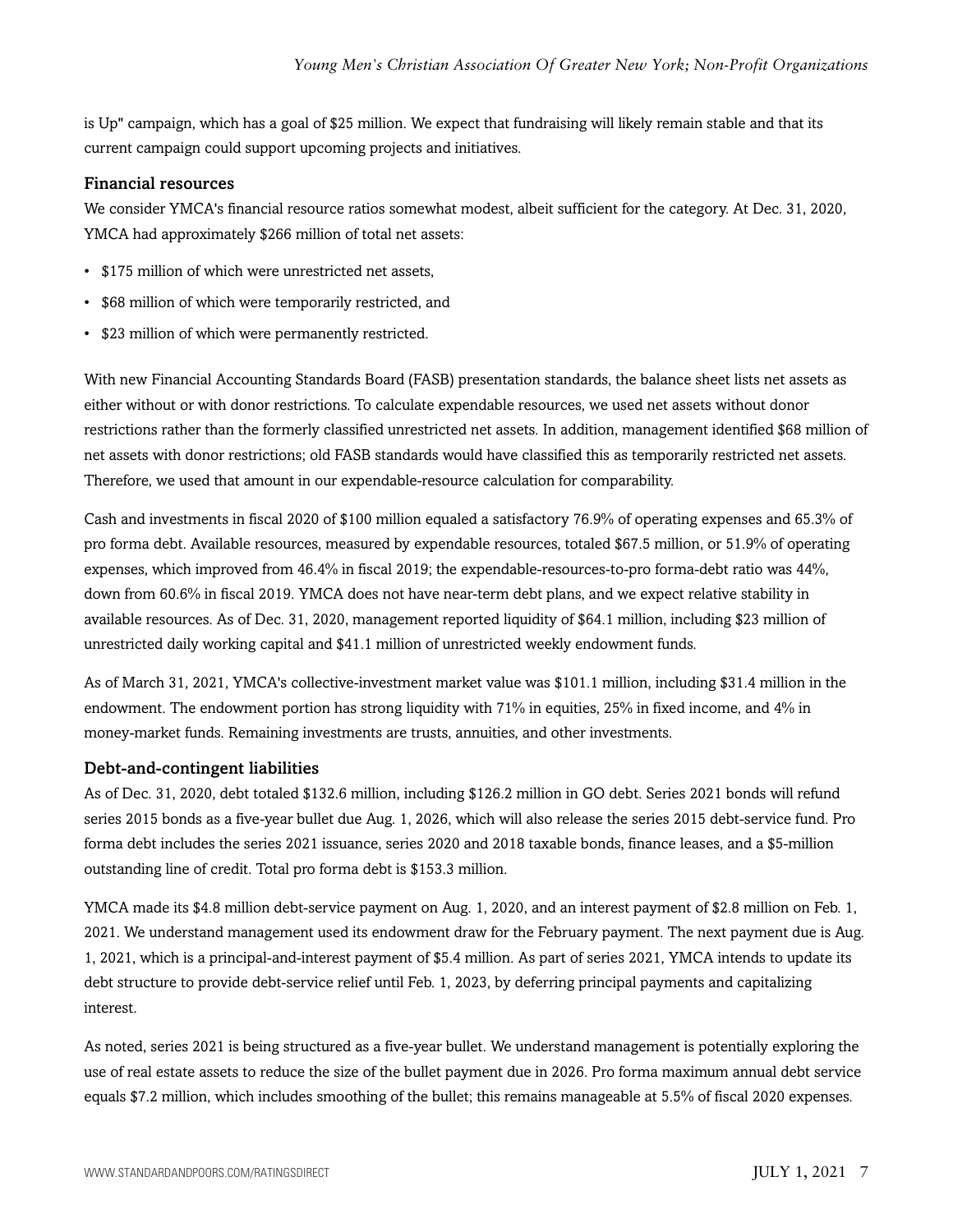is Up" campaign, which has a goal of $25 million. We expect that fundraising will likely remain stable and that its current campaign could support upcoming projects and initiatives.

### Financial resources

We consider YMCA's financial resource ratios somewhat modest, albeit sufficient for the category. At Dec. 31, 2020, YMCA had approximately $266 million of total net assets:

- $175 million of which were unrestricted net assets,
- $68 million of which were temporarily restricted, and
- $23 million of which were permanently restricted.

With new Financial Accounting Standards Board (FASB) presentation standards, the balance sheet lists net assets as either without or with donor restrictions. To calculate expendable resources, we used net assets without donor restrictions rather than the formerly classified unrestricted net assets. In addition, management identified $68 million of net assets with donor restrictions; old FASB standards would have classified this as temporarily restricted net assets. Therefore, we used that amount in our expendable-resource calculation for comparability.

Cash and investments in fiscal 2020 of $100 million equaled a satisfactory 76.9% of operating expenses and 65.3% of pro forma debt. Available resources, measured by expendable resources, totaled $67.5 million, or 51.9% of operating expenses, which improved from 46.4% in fiscal 2019; the expendable-resources-to-pro forma-debt ratio was 44%, down from 60.6% in fiscal 2019. YMCA does not have near-term debt plans, and we expect relative stability in available resources. As of Dec. 31, 2020, management reported liquidity of $64.1 million, including $23 million of unrestricted daily working capital and $41.1 million of unrestricted weekly endowment funds.

As of March 31, 2021, YMCA's collective-investment market value was $101.1 million, including $31.4 million in the endowment. The endowment portion has strong liquidity with 71% in equities, 25% in fixed income, and 4% in money-market funds. Remaining investments are trusts, annuities, and other investments.

### Debt-and-contingent liabilities

As of Dec. 31, 2020, debt totaled $132.6 million, including $126.2 million in GO debt. Series 2021 bonds will refund series 2015 bonds as a five-year bullet due Aug. 1, 2026, which will also release the series 2015 debt-service fund. Pro forma debt includes the series 2021 issuance, series 2020 and 2018 taxable bonds, finance leases, and a $5-million outstanding line of credit. Total pro forma debt is $153.3 million.

YMCA made its $4.8 million debt-service payment on Aug. 1, 2020, and an interest payment of $2.8 million on Feb. 1, 2021. We understand management used its endowment draw for the February payment. The next payment due is Aug. 1, 2021, which is a principal-and-interest payment of $5.4 million. As part of series 2021, YMCA intends to update its debt structure to provide debt-service relief until Feb. 1, 2023, by deferring principal payments and capitalizing interest.

As noted, series 2021 is being structured as a five-year bullet. We understand management is potentially exploring the use of real estate assets to reduce the size of the bullet payment due in 2026. Pro forma maximum annual debt service equals $7.2 million, which includes smoothing of the bullet; this remains manageable at 5.5% of fiscal 2020 expenses.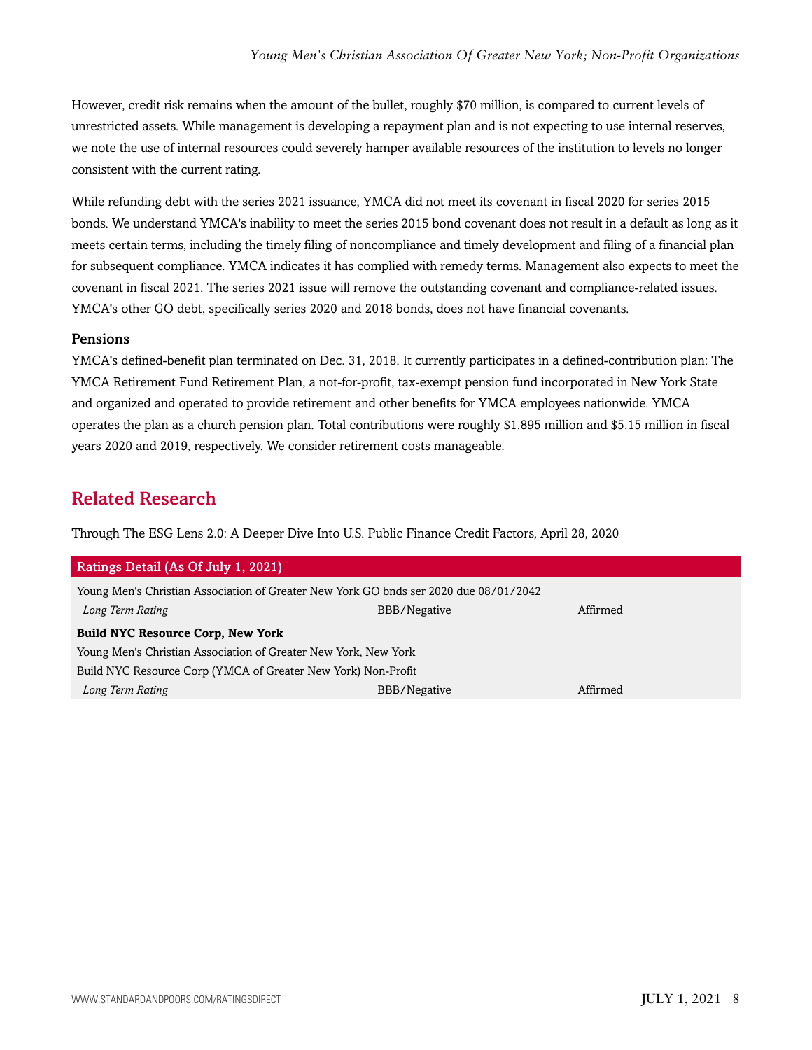However, credit risk remains when the amount of the bullet, roughly $70 million, is compared to current levels of unrestricted assets. While management is developing a repayment plan and is not expecting to use internal reserves, we note the use of internal resources could severely hamper available resources of the institution to levels no longer consistent with the current rating.

While refunding debt with the series 2021 issuance, YMCA did not meet its covenant in fiscal 2020 for series 2015 bonds. We understand YMCA's inability to meet the series 2015 bond covenant does not result in a default as long as it meets certain terms, including the timely filing of noncompliance and timely development and filing of a financial plan for subsequent compliance. YMCA indicates it has complied with remedy terms. Management also expects to meet the covenant in fiscal 2021. The series 2021 issue will remove the outstanding covenant and compliance-related issues. YMCA's other GO debt, specifically series 2020 and 2018 bonds, does not have financial covenants.

### Pensions

YMCA's defined-benefit plan terminated on Dec. 31, 2018. It currently participates in a defined-contribution plan: The YMCA Retirement Fund Retirement Plan, a not-for-profit, tax-exempt pension fund incorporated in New York State and organized and operated to provide retirement and other benefits for YMCA employees nationwide. YMCA operates the plan as a church pension plan. Total contributions were roughly $1.895 million and $5.15 million in fiscal years 2020 and 2019, respectively. We consider retirement costs manageable.

## Related Research

Through The ESG Lens 2.0: A Deeper Dive Into U.S. Public Finance Credit Factors, April 28, 2020

| Ratings Detail (As Of July 1, 2021) | | |
|---|---|---|
| Young Men's Christian Association of Greater New York GO bnds ser 2020 due 08/01/2042 | | |
| *Long Term Rating* | BBB/Negative | Affirmed |
| **Build NYC Resource Corp, New York** | | |
| Young Men's Christian Association of Greater New York, New York | | |
| Build NYC Resource Corp (YMCA of Greater New York) Non-Profit | | |
| *Long Term Rating* | BBB/Negative | Affirmed |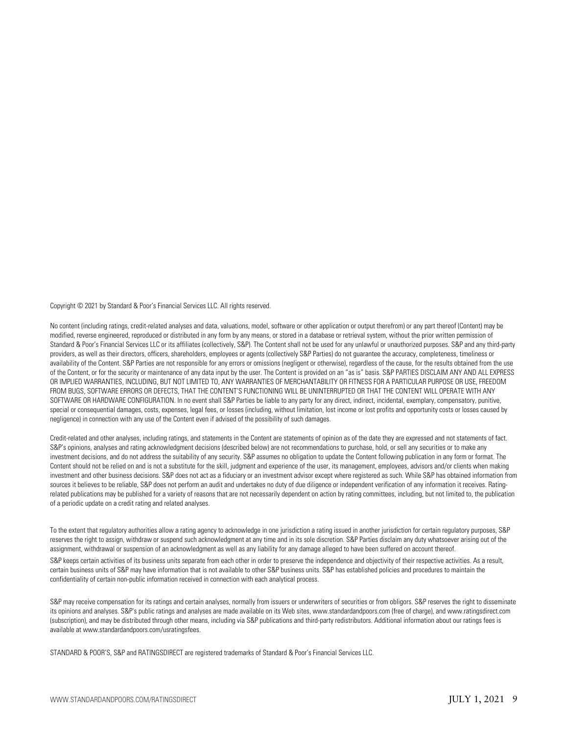Copyright © 2021 by Standard & Poor's Financial Services LLC. All rights reserved.

No content (including ratings, credit-related analyses and data, valuations, model, software or other application or output therefrom) or any part thereof (Content) may be modified, reverse engineered, reproduced or distributed in any form by any means, or stored in a database or retrieval system, without the prior written permission of Standard & Poor's Financial Services LLC or its affiliates (collectively, S&P). The Content shall not be used for any unlawful or unauthorized purposes. S&P and any third-party providers, as well as their directors, officers, shareholders, employees or agents (collectively S&P Parties) do not guarantee the accuracy, completeness, timeliness or availability of the Content. S&P Parties are not responsible for any errors or omissions (negligent or otherwise), regardless of the cause, for the results obtained from the use of the Content, or for the security or maintenance of any data input by the user. The Content is provided on an "as is" basis. S&P PARTIES DISCLAIM ANY AND ALL EXPRESS OR IMPLIED WARRANTIES, INCLUDING, BUT NOT LIMITED TO, ANY WARRANTIES OF MERCHANTABILITY OR FITNESS FOR A PARTICULAR PURPOSE OR USE, FREEDOM FROM BUGS, SOFTWARE ERRORS OR DEFECTS, THAT THE CONTENT'S FUNCTIONING WILL BE UNINTERRUPTED OR THAT THE CONTENT WILL OPERATE WITH ANY SOFTWARE OR HARDWARE CONFIGURATION. In no event shall S&P Parties be liable to any party for any direct, indirect, incidental, exemplary, compensatory, punitive, special or consequential damages, costs, expenses, legal fees, or losses (including, without limitation, lost income or lost profits and opportunity costs or losses caused by negligence) in connection with any use of the Content even if advised of the possibility of such damages.

Credit-related and other analyses, including ratings, and statements in the Content are statements of opinion as of the date they are expressed and not statements of fact. S&P's opinions, analyses and rating acknowledgment decisions (described below) are not recommendations to purchase, hold, or sell any securities or to make any investment decisions, and do not address the suitability of any security. S&P assumes no obligation to update the Content following publication in any form or format. The Content should not be relied on and is not a substitute for the skill, judgment and experience of the user, its management, employees, advisors and/or clients when making investment and other business decisions. S&P does not act as a fiduciary or an investment advisor except where registered as such. While S&P has obtained information from sources it believes to be reliable, S&P does not perform an audit and undertakes no duty of due diligence or independent verification of any information it receives. Rating-related publications may be published for a variety of reasons that are not necessarily dependent on action by rating committees, including, but not limited to, the publication of a periodic update on a credit rating and related analyses.

To the extent that regulatory authorities allow a rating agency to acknowledge in one jurisdiction a rating issued in another jurisdiction for certain regulatory purposes, S&P reserves the right to assign, withdraw or suspend such acknowledgment at any time and in its sole discretion. S&P Parties disclaim any duty whatsoever arising out of the assignment, withdrawal or suspension of an acknowledgment as well as any liability for any damage alleged to have been suffered on account thereof.

S&P keeps certain activities of its business units separate from each other in order to preserve the independence and objectivity of their respective activities. As a result, certain business units of S&P may have information that is not available to other S&P business units. S&P has established policies and procedures to maintain the confidentiality of certain non-public information received in connection with each analytical process.

S&P may receive compensation for its ratings and certain analyses, normally from issuers or underwriters of securities or from obligors. S&P reserves the right to disseminate its opinions and analyses. S&P's public ratings and analyses are made available on its Web sites, www.standardandpoors.com (free of charge), and www.ratingsdirect.com (subscription), and may be distributed through other means, including via S&P publications and third-party redistributors. Additional information about our ratings fees is available at www.standardandpoors.com/usratingsfees.

STANDARD & POOR'S, S&P and RATINGSDIRECT are registered trademarks of Standard & Poor's Financial Services LLC.